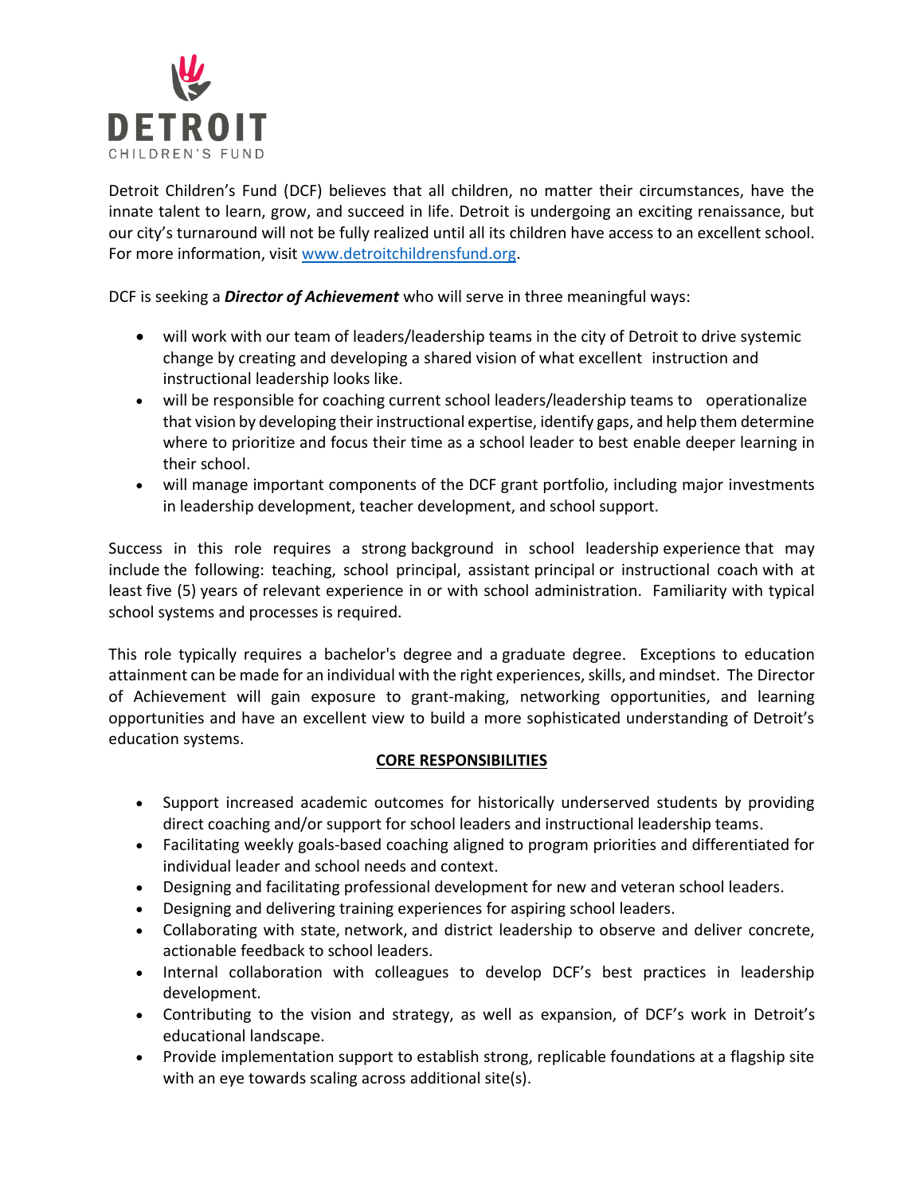Detroit Children's Fund (DCF) believes that all children, no matter their circumstances, have the innate talent to learn, grow, and succeed in life. Detroit is undergoing an exciting renaissance, but our city's turnaround will not be fully realized until all its children have access to an excellent school. For more information, visit [www.detroitchildrensfund.org](http://www.detroitchildrensfund.org).

DCF is seeking a ***Director of Achievement*** who will serve in three meaningful ways:

- will work with our team of leaders/leadership teams in the city of Detroit to drive systemic change by creating and developing a shared vision of what excellent instruction and instructional leadership looks like.
- will be responsible for coaching current school leaders/leadership teams to operationalize that vision by developing their instructional expertise, identify gaps, and help them determine where to prioritize and focus their time as a school leader to best enable deeper learning in their school.
- will manage important components of the DCF grant portfolio, including major investments in leadership development, teacher development, and school support.

Success in this role requires a strong background in school leadership experience that may include the following: teaching, school principal, assistant principal or instructional coach with at least five (5) years of relevant experience in or with school administration. Familiarity with typical school systems and processes is required.

This role typically requires a bachelor's degree and a graduate degree. Exceptions to education attainment can be made for an individual with the right experiences, skills, and mindset. The Director of Achievement will gain exposure to grant-making, networking opportunities, and learning opportunities and have an excellent view to build a more sophisticated understanding of Detroit's education systems.

## CORE RESPONSIBILITIES

- Support increased academic outcomes for historically underserved students by providing direct coaching and/or support for school leaders and instructional leadership teams.
- Facilitating weekly goals-based coaching aligned to program priorities and differentiated for individual leader and school needs and context.
- Designing and facilitating professional development for new and veteran school leaders.
- Designing and delivering training experiences for aspiring school leaders.
- Collaborating with state, network, and district leadership to observe and deliver concrete, actionable feedback to school leaders.
- Internal collaboration with colleagues to develop DCF's best practices in leadership development.
- Contributing to the vision and strategy, as well as expansion, of DCF's work in Detroit's educational landscape.
- Provide implementation support to establish strong, replicable foundations at a flagship site with an eye towards scaling across additional site(s).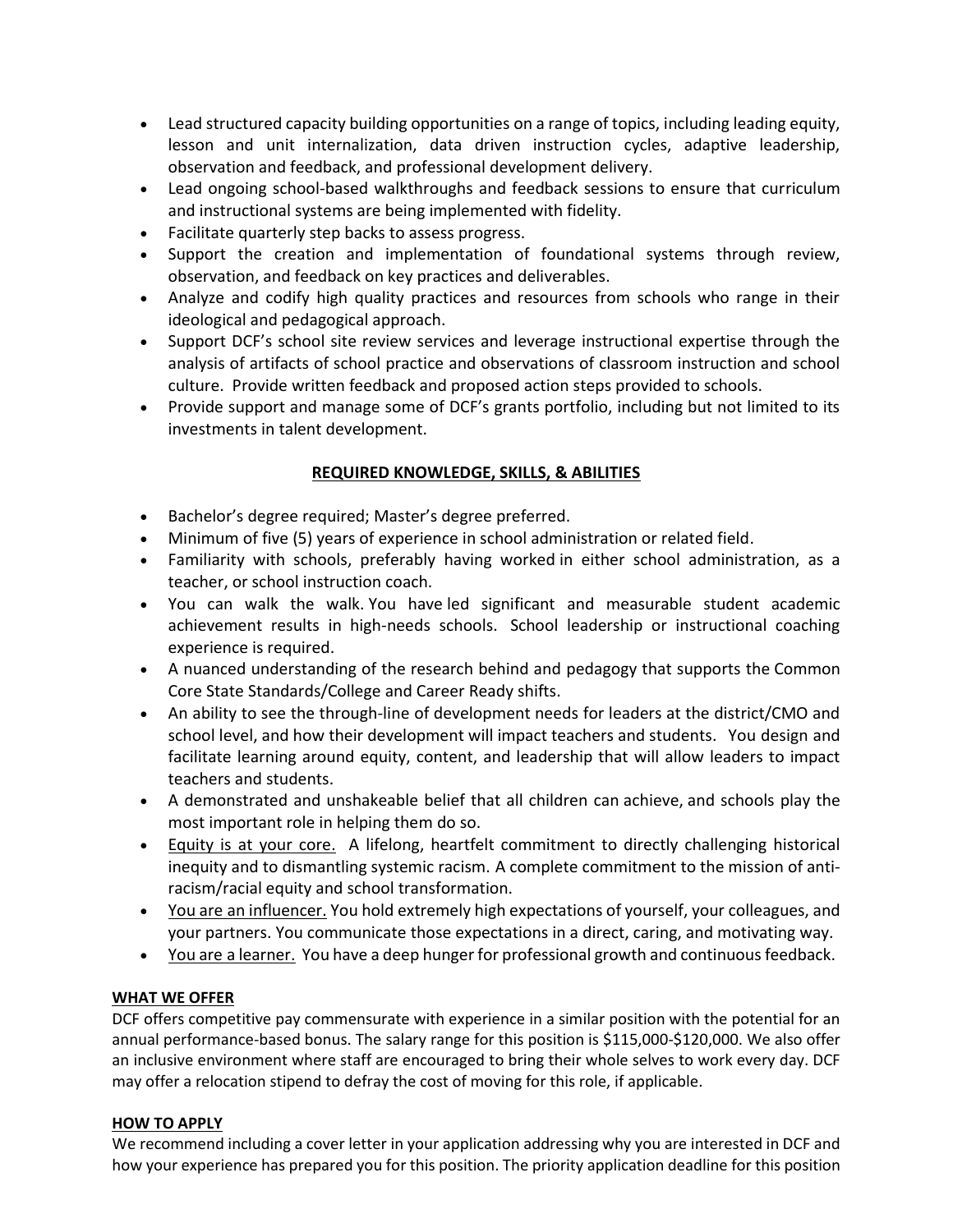- Lead structured capacity building opportunities on a range of topics, including leading equity, lesson and unit internalization, data driven instruction cycles, adaptive leadership, observation and feedback, and professional development delivery.
- Lead ongoing school-based walkthroughs and feedback sessions to ensure that curriculum and instructional systems are being implemented with fidelity.
- Facilitate quarterly step backs to assess progress.
- Support the creation and implementation of foundational systems through review, observation, and feedback on key practices and deliverables.
- Analyze and codify high quality practices and resources from schools who range in their ideological and pedagogical approach.
- Support DCF's school site review services and leverage instructional expertise through the analysis of artifacts of school practice and observations of classroom instruction and school culture. Provide written feedback and proposed action steps provided to schools.
- Provide support and manage some of DCF's grants portfolio, including but not limited to its investments in talent development.

## REQUIRED KNOWLEDGE, SKILLS, & ABILITIES

- Bachelor's degree required; Master's degree preferred.
- Minimum of five (5) years of experience in school administration or related field.
- Familiarity with schools, preferably having worked in either school administration, as a teacher, or school instruction coach.
- You can walk the walk. You have led significant and measurable student academic achievement results in high-needs schools. School leadership or instructional coaching experience is required.
- A nuanced understanding of the research behind and pedagogy that supports the Common Core State Standards/College and Career Ready shifts.
- An ability to see the through-line of development needs for leaders at the district/CMO and school level, and how their development will impact teachers and students. You design and facilitate learning around equity, content, and leadership that will allow leaders to impact teachers and students.
- A demonstrated and unshakeable belief that all children can achieve, and schools play the most important role in helping them do so.
- Equity is at your core. A lifelong, heartfelt commitment to directly challenging historical inequity and to dismantling systemic racism. A complete commitment to the mission of anti-racism/racial equity and school transformation.
- You are an influencer. You hold extremely high expectations of yourself, your colleagues, and your partners. You communicate those expectations in a direct, caring, and motivating way.
- You are a learner. You have a deep hunger for professional growth and continuous feedback.

### WHAT WE OFFER

DCF offers competitive pay commensurate with experience in a similar position with the potential for an annual performance-based bonus. The salary range for this position is $115,000-$120,000. We also offer an inclusive environment where staff are encouraged to bring their whole selves to work every day. DCF may offer a relocation stipend to defray the cost of moving for this role, if applicable.

### HOW TO APPLY

We recommend including a cover letter in your application addressing why you are interested in DCF and how your experience has prepared you for this position. The priority application deadline for this position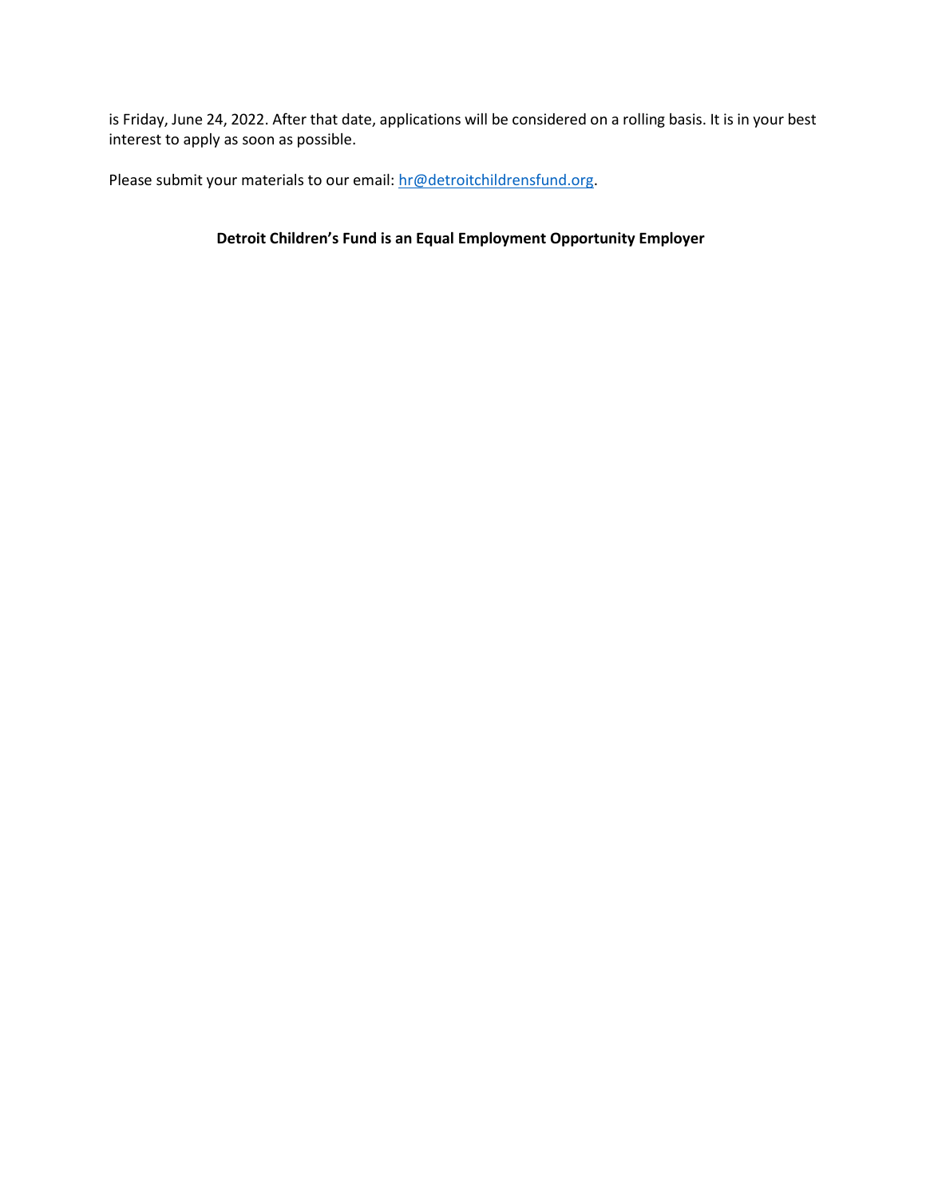is Friday, June 24, 2022. After that date, applications will be considered on a rolling basis. It is in your best interest to apply as soon as possible.

Please submit your materials to our email: [hr@detroitchildrensfund.org](mailto:hr@detroitchildrensfund.org).

**Detroit Children's Fund is an Equal Employment Opportunity Employer**